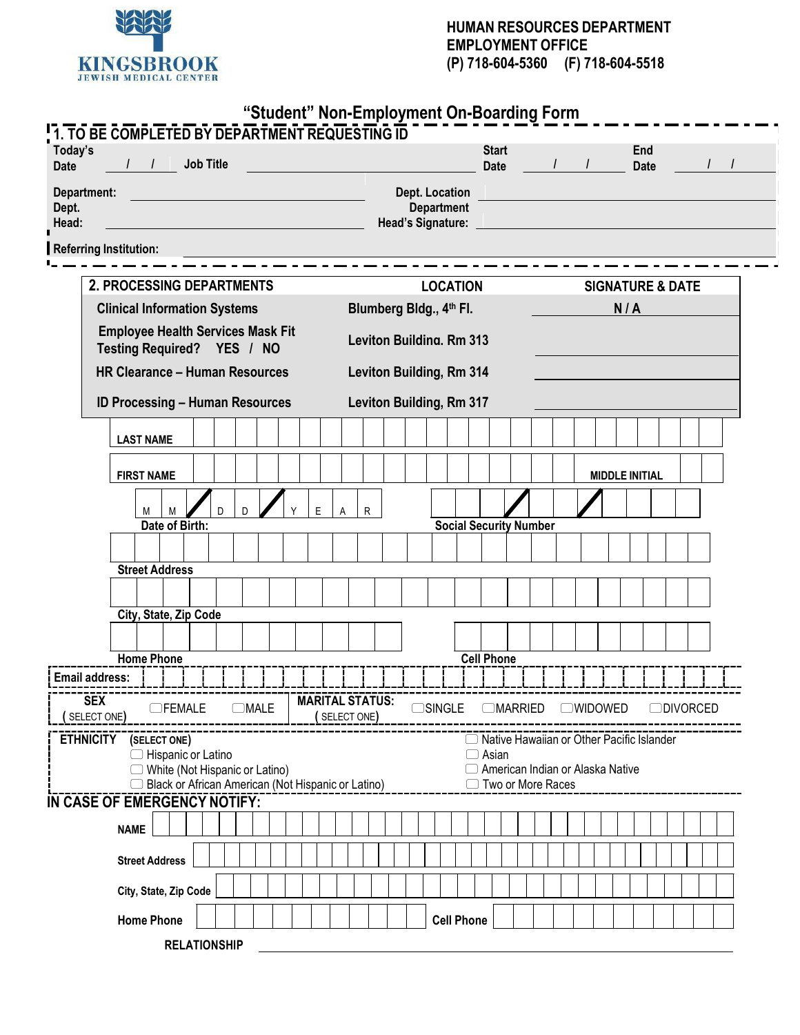**KINGSBROOK**
JEWISH MEDICAL CENTER

**HUMAN RESOURCES DEPARTMENT**
**EMPLOYMENT OFFICE**
**(P) 718-604-5360 (F) 718-604-5518**

# "Student" Non-Employment On-Boarding Form

## 1. TO BE COMPLETED BY DEPARTMENT REQUESTING ID

Today's Date ___/___/___ Job Title ______________________ Start Date ___/___/___ End Date ___/___/___

Department: ______________________ Dept. Location ______________________

Dept. Head: ______________________ Department Head's Signature: ______________________

Referring Institution: ______________________

## 2. PROCESSING DEPARTMENTS

| 2. PROCESSING DEPARTMENTS | LOCATION | SIGNATURE & DATE |
|---|---|---|
| Clinical Information Systems | Blumberg Bldg., 4th Fl. | N / A |
| Employee Health Services Mask Fit Testing Required? YES / NO | Leviton Building, Rm 313 | |
| HR Clearance – Human Resources | Leviton Building, Rm 314 | |
| ID Processing – Human Resources | Leviton Building, Rm 317 | |

LAST NAME ______________________

FIRST NAME ______________________ MIDDLE INITIAL ____

Date of Birth: M M / D D / Y E A R

Social Security Number ___ / ___ / ____

Street Address ______________________

City, State, Zip Code ______________________

Home Phone ______________________ Cell Phone ______________________

Email address: ______________________

SEX (SELECT ONE) ☐FEMALE ☐MALE

MARITAL STATUS: (SELECT ONE) ☐SINGLE ☐MARRIED ☐WIDOWED ☐DIVORCED

ETHNICITY (SELECT ONE)
- ☐ Hispanic or Latino
- ☐ White (Not Hispanic or Latino)
- ☐ Black or African American (Not Hispanic or Latino)
- ☐ Native Hawaiian or Other Pacific Islander
- ☐ Asian
- ☐ American Indian or Alaska Native
- ☐ Two or More Races

## IN CASE OF EMERGENCY NOTIFY:

NAME ______________________

Street Address ______________________

City, State, Zip Code ______________________

Home Phone ______________________ Cell Phone ______________________

RELATIONSHIP ______________________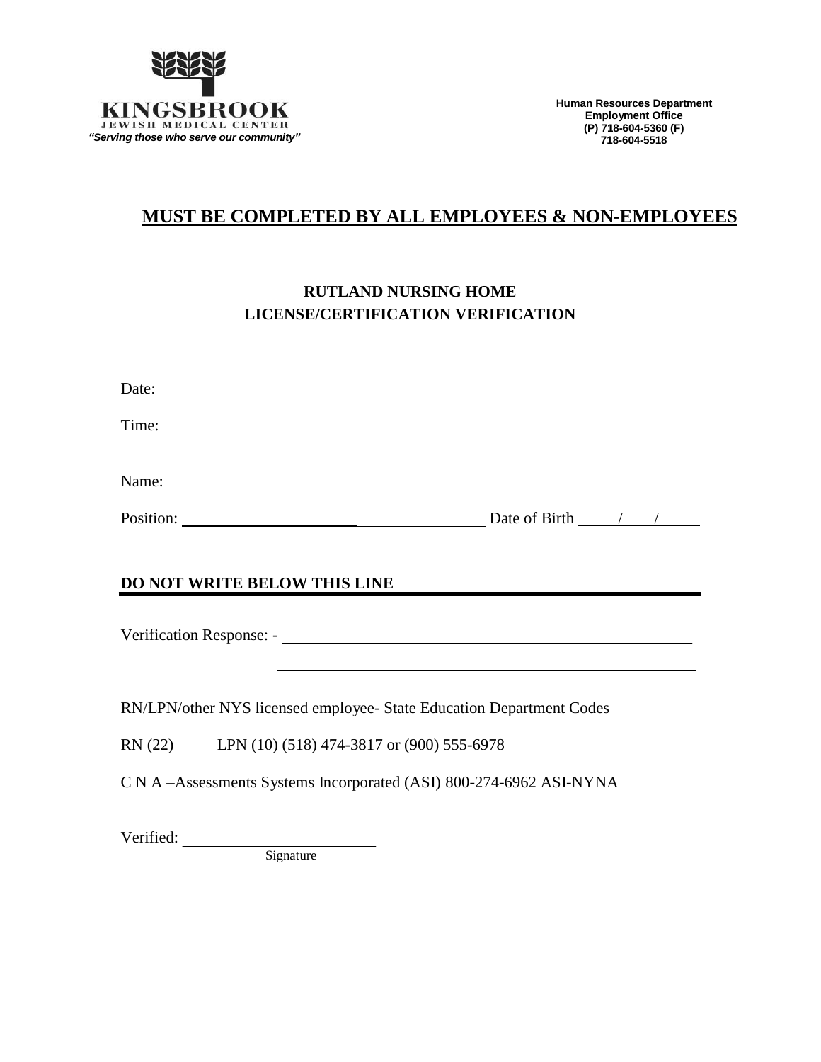**KINGSBROOK**
JEWISH MEDICAL CENTER
*"Serving those who serve our community"*

**Human Resources Department**
**Employment Office**
**(P) 718-604-5360 (F) 718-604-5518**

# MUST BE COMPLETED BY ALL EMPLOYEES & NON-EMPLOYEES

## RUTLAND NURSING HOME
## LICENSE/CERTIFICATION VERIFICATION

Date: ____________________

Time: ____________________

Name: ____________________________________

Position: ________________________________________ Date of Birth ____/____/______

**DO NOT WRITE BELOW THIS LINE**

---

Verification Response: - ______________________________________________________

______________________________________________________

RN/LPN/other NYS licensed employee- State Education Department Codes

RN (22)   LPN (10) (518) 474-3817 or (900) 555-6978

C N A –Assessments Systems Incorporated (ASI) 800-274-6962 ASI-NYNA

Verified: ____________________________
Signature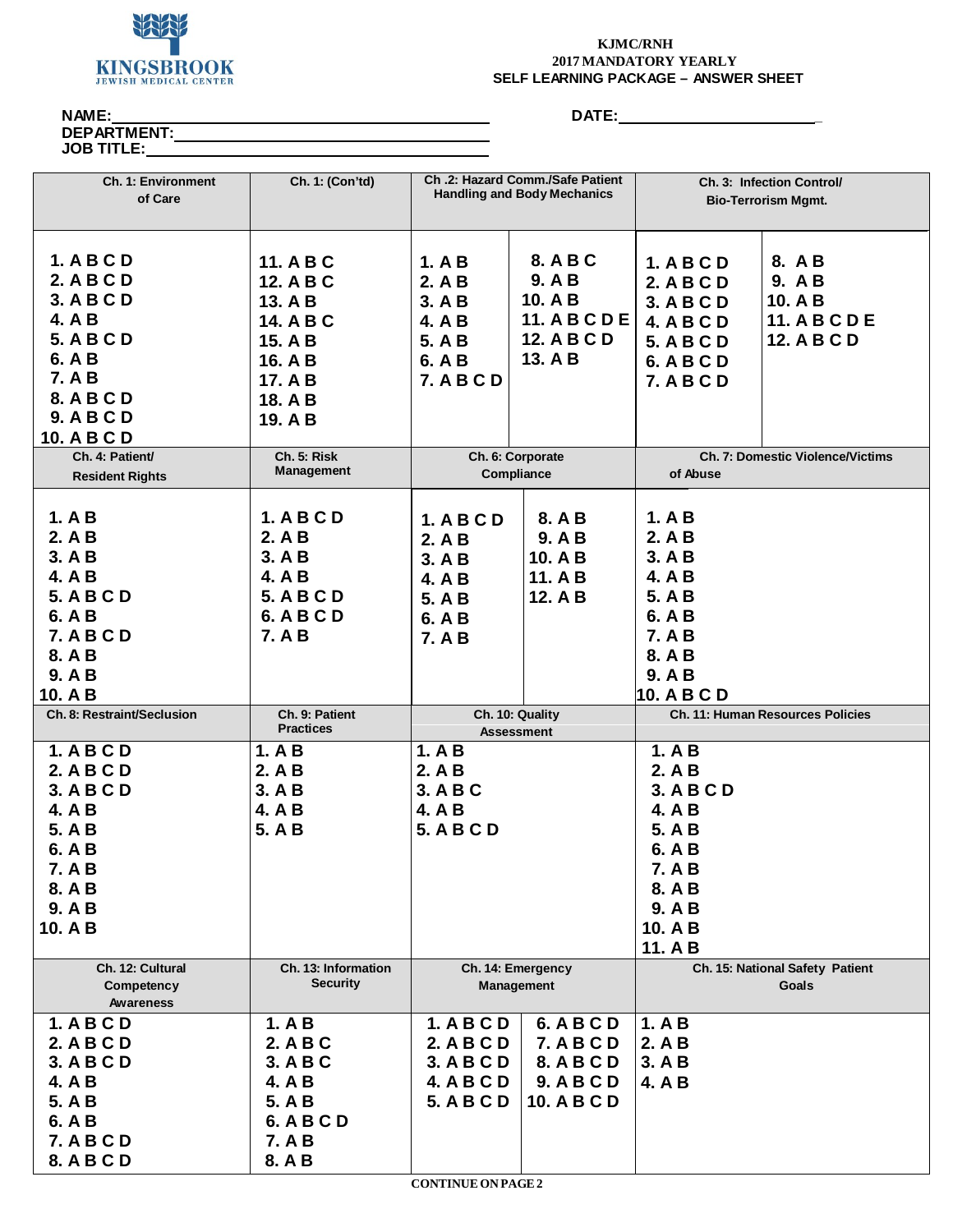KINGSBROOK JEWISH MEDICAL CENTER

**KJMC/RNH**
**2017 MANDATORY YEARLY**
**SELF LEARNING PACKAGE – ANSWER SHEET**

**NAME:** ____________________ **DATE:** ____________________
**DEPARTMENT:** ____________________
**JOB TITLE:** ____________________

| Ch. 1: Environment of Care | Ch. 1: (Con'td) | Ch .2: Hazard Comm./Safe Patient Handling and Body Mechanics | | Ch. 3: Infection Control/ Bio-Terrorism Mgmt. | |
|---|---|---|---|---|---|
| 1. A B C D<br>2. A B C D<br>3. A B C D<br>4. A B<br>5. A B C D<br>6. A B<br>7. A B<br>8. A B C D<br>9. A B C D<br>10. A B C D | 11. A B C<br>12. A B C<br>13. A B<br>14. A B C<br>15. A B<br>16. A B<br>17. A B<br>18. A B<br>19. A B | 1. A B<br>2. A B<br>3. A B<br>4. A B<br>5. A B<br>6. A B<br>7. A B C D | 8. A B C<br>9. A B<br>10. A B<br>11. A B C D E<br>12. A B C D<br>13. A B | 1. A B C D<br>2. A B C D<br>3. A B C D<br>4. A B C D<br>5. A B C D<br>6. A B C D<br>7. A B C D | 8. A B<br>9. A B<br>10. A B<br>11. A B C D E<br>12. A B C D |

| Ch. 4: Patient/ Resident Rights | Ch. 5: Risk Management | Ch. 6: Corporate Compliance | | Ch. 7: Domestic Violence/Victims of Abuse |
|---|---|---|---|---|
| 1. A B<br>2. A B<br>3. A B<br>4. A B<br>5. A B C D<br>6. A B<br>7. A B C D<br>8. A B<br>9. A B<br>10. A B | 1. A B C D<br>2. A B<br>3. A B<br>4. A B<br>5. A B C D<br>6. A B C D<br>7. A B | 1. A B C D<br>2. A B<br>3. A B<br>4. A B<br>5. A B<br>6. A B<br>7. A B | 8. A B<br>9. A B<br>10. A B<br>11. A B<br>12. A B | 1. A B<br>2. A B<br>3. A B<br>4. A B<br>5. A B<br>6. A B<br>7. A B<br>8. A B<br>9. A B<br>10. A B C D |

| Ch. 8: Restraint/Seclusion | Ch. 9: Patient Practices | Ch. 10: Quality Assessment | Ch. 11: Human Resources Policies |
|---|---|---|---|
| 1. A B C D<br>2. A B C D<br>3. A B C D<br>4. A B<br>5. A B<br>6. A B<br>7. A B<br>8. A B<br>9. A B<br>10. A B | 1. A B<br>2. A B<br>3. A B<br>4. A B<br>5. A B | 1. A B<br>2. A B<br>3. A B C<br>4. A B<br>5. A B C D | 1. A B<br>2. A B<br>3. A B C D<br>4. A B<br>5. A B<br>6. A B<br>7. A B<br>8. A B<br>9. A B<br>10. A B<br>11. A B |

| Ch. 12: Cultural Competency Awareness | Ch. 13: Information Security | Ch. 14: Emergency Management | | Ch. 15: National Safety Patient Goals |
|---|---|---|---|---|
| 1. A B C D<br>2. A B C D<br>3. A B C D<br>4. A B<br>5. A B<br>6. A B<br>7. A B C D<br>8. A B C D | 1. A B<br>2. A B C<br>3. A B C<br>4. A B<br>5. A B<br>6. A B C D<br>7. A B<br>8. A B | 1. A B C D<br>2. A B C D<br>3. A B C D<br>4. A B C D<br>5. A B C D | 6. A B C D<br>7. A B C D<br>8. A B C D<br>9. A B C D<br>10. A B C D | 1. A B<br>2. A B<br>3. A B<br>4. A B |

**CONTINUE ON PAGE 2**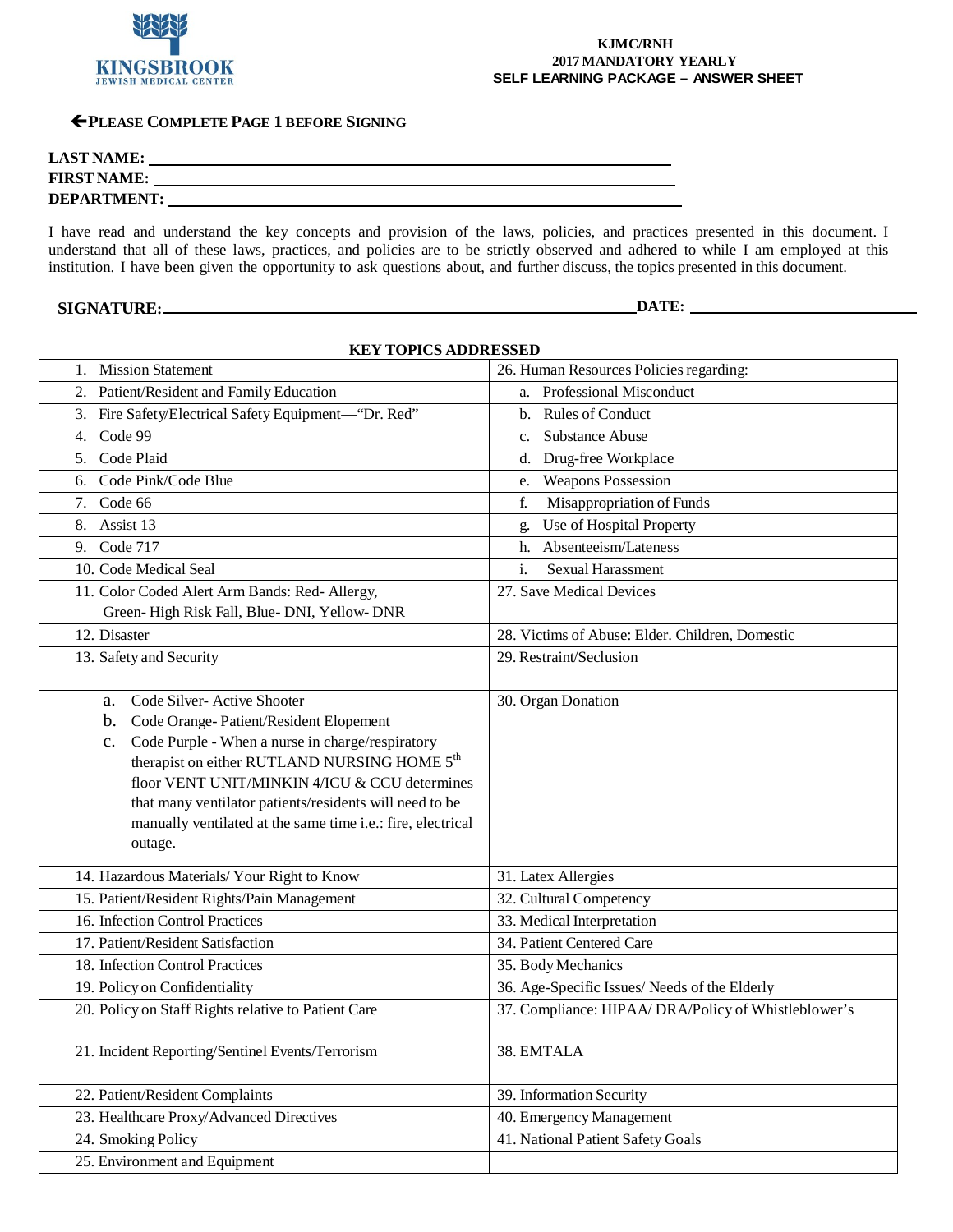KINGSBROOK
JEWISH MEDICAL CENTER

**KJMC/RNH**
**2017 MANDATORY YEARLY**
**SELF LEARNING PACKAGE – ANSWER SHEET**

**←PLEASE COMPLETE PAGE 1 BEFORE SIGNING**

**LAST NAME:** ______________________________

**FIRST NAME:** ______________________________

**DEPARTMENT:** ______________________________

I have read and understand the key concepts and provision of the laws, policies, and practices presented in this document. I understand that all of these laws, practices, and policies are to be strictly observed and adhered to while I am employed at this institution. I have been given the opportunity to ask questions about, and further discuss, the topics presented in this document.

**SIGNATURE:** ______________________________ **DATE:** ______________________________

**KEY TOPICS ADDRESSED**

| | |
|---|---|
| 1. Mission Statement | 26. Human Resources Policies regarding: |
| 2. Patient/Resident and Family Education | a. Professional Misconduct |
| 3. Fire Safety/Electrical Safety Equipment—"Dr. Red" | b. Rules of Conduct |
| 4. Code 99 | c. Substance Abuse |
| 5. Code Plaid | d. Drug-free Workplace |
| 6. Code Pink/Code Blue | e. Weapons Possession |
| 7. Code 66 | f. Misappropriation of Funds |
| 8. Assist 13 | g. Use of Hospital Property |
| 9. Code 717 | h. Absenteeism/Lateness |
| 10. Code Medical Seal | i. Sexual Harassment |
| 11. Color Coded Alert Arm Bands: Red- Allergy, Green- High Risk Fall, Blue- DNI, Yellow- DNR | 27. Save Medical Devices |
| 12. Disaster | 28. Victims of Abuse: Elder. Children, Domestic |
| 13. Safety and Security | 29. Restraint/Seclusion |
| a. Code Silver- Active Shooter<br>b. Code Orange- Patient/Resident Elopement<br>c. Code Purple - When a nurse in charge/respiratory therapist on either RUTLAND NURSING HOME 5th floor VENT UNIT/MINKIN 4/ICU & CCU determines that many ventilator patients/residents will need to be manually ventilated at the same time i.e.: fire, electrical outage. | 30. Organ Donation |
| 14. Hazardous Materials/ Your Right to Know | 31. Latex Allergies |
| 15. Patient/Resident Rights/Pain Management | 32. Cultural Competency |
| 16. Infection Control Practices | 33. Medical Interpretation |
| 17. Patient/Resident Satisfaction | 34. Patient Centered Care |
| 18. Infection Control Practices | 35. Body Mechanics |
| 19. Policy on Confidentiality | 36. Age-Specific Issues/ Needs of the Elderly |
| 20. Policy on Staff Rights relative to Patient Care | 37. Compliance: HIPAA/ DRA/Policy of Whistleblower's |
| 21. Incident Reporting/Sentinel Events/Terrorism | 38. EMTALA |
| 22. Patient/Resident Complaints | 39. Information Security |
| 23. Healthcare Proxy/Advanced Directives | 40. Emergency Management |
| 24. Smoking Policy | 41. National Patient Safety Goals |
| 25. Environment and Equipment | |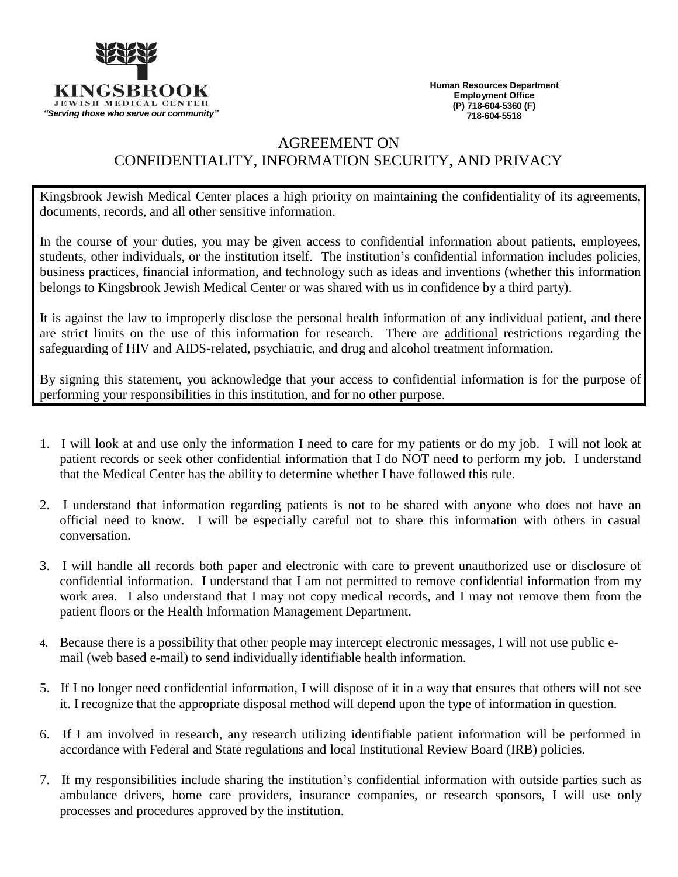**KINGSBROOK**
JEWISH MEDICAL CENTER
*"Serving those who serve our community"*

**Human Resources Department**
**Employment Office**
**(P) 718-604-5360 (F)**
**718-604-5518**

# AGREEMENT ON CONFIDENTIALITY, INFORMATION SECURITY, AND PRIVACY

Kingsbrook Jewish Medical Center places a high priority on maintaining the confidentiality of its agreements, documents, records, and all other sensitive information.

In the course of your duties, you may be given access to confidential information about patients, employees, students, other individuals, or the institution itself. The institution's confidential information includes policies, business practices, financial information, and technology such as ideas and inventions (whether this information belongs to Kingsbrook Jewish Medical Center or was shared with us in confidence by a third party).

It is <u>against the law</u> to improperly disclose the personal health information of any individual patient, and there are strict limits on the use of this information for research. There are <u>additional</u> restrictions regarding the safeguarding of HIV and AIDS-related, psychiatric, and drug and alcohol treatment information.

By signing this statement, you acknowledge that your access to confidential information is for the purpose of performing your responsibilities in this institution, and for no other purpose.

1. I will look at and use only the information I need to care for my patients or do my job. I will not look at patient records or seek other confidential information that I do NOT need to perform my job. I understand that the Medical Center has the ability to determine whether I have followed this rule.

2. I understand that information regarding patients is not to be shared with anyone who does not have an official need to know. I will be especially careful not to share this information with others in casual conversation.

3. I will handle all records both paper and electronic with care to prevent unauthorized use or disclosure of confidential information. I understand that I am not permitted to remove confidential information from my work area. I also understand that I may not copy medical records, and I may not remove them from the patient floors or the Health Information Management Department.

4. Because there is a possibility that other people may intercept electronic messages, I will not use public e-mail (web based e-mail) to send individually identifiable health information.

5. If I no longer need confidential information, I will dispose of it in a way that ensures that others will not see it. I recognize that the appropriate disposal method will depend upon the type of information in question.

6. If I am involved in research, any research utilizing identifiable patient information will be performed in accordance with Federal and State regulations and local Institutional Review Board (IRB) policies.

7. If my responsibilities include sharing the institution's confidential information with outside parties such as ambulance drivers, home care providers, insurance companies, or research sponsors, I will use only processes and procedures approved by the institution.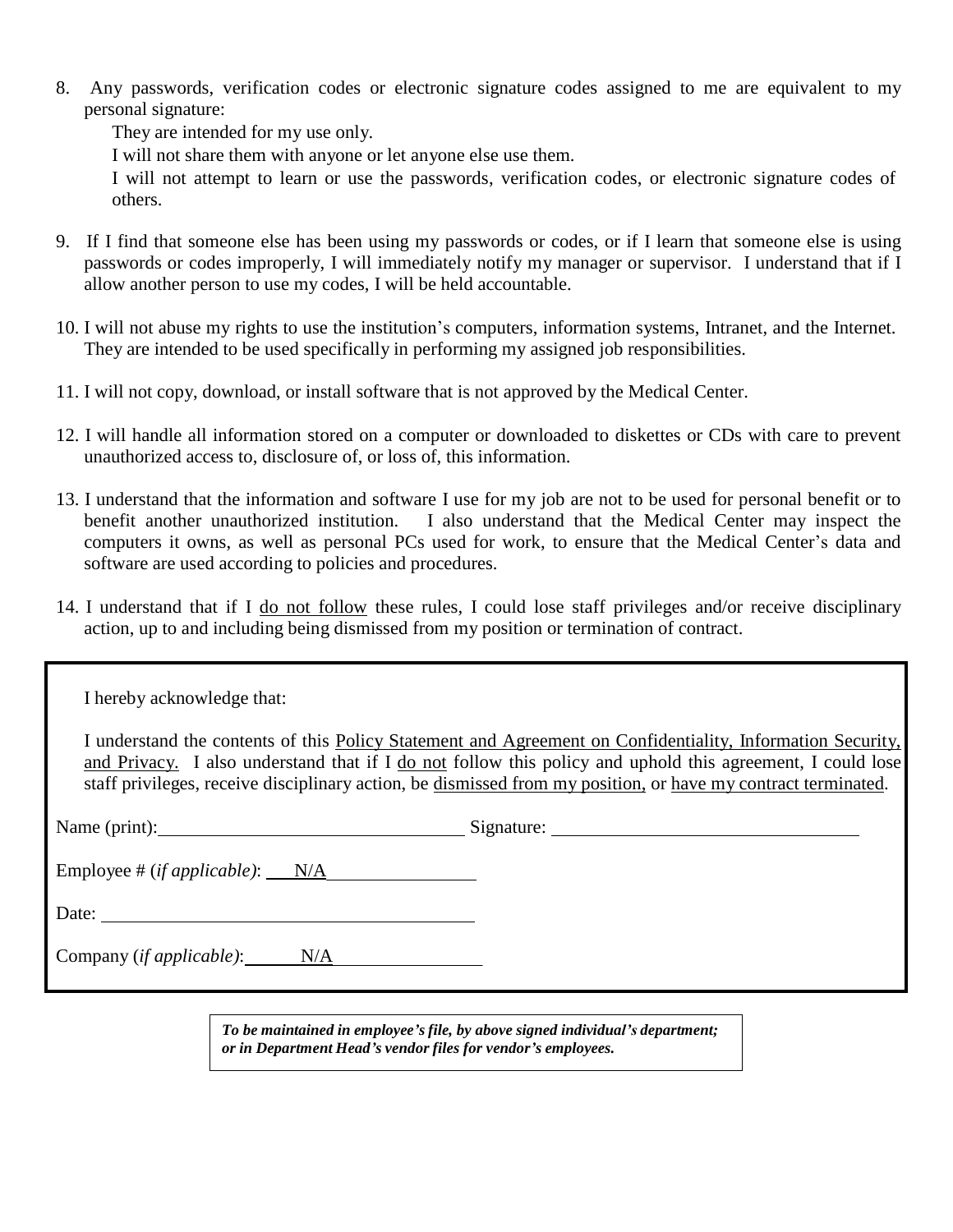8. Any passwords, verification codes or electronic signature codes assigned to me are equivalent to my personal signature:

   They are intended for my use only.

   I will not share them with anyone or let anyone else use them.

   I will not attempt to learn or use the passwords, verification codes, or electronic signature codes of others.

9. If I find that someone else has been using my passwords or codes, or if I learn that someone else is using passwords or codes improperly, I will immediately notify my manager or supervisor. I understand that if I allow another person to use my codes, I will be held accountable.

10. I will not abuse my rights to use the institution's computers, information systems, Intranet, and the Internet. They are intended to be used specifically in performing my assigned job responsibilities.

11. I will not copy, download, or install software that is not approved by the Medical Center.

12. I will handle all information stored on a computer or downloaded to diskettes or CDs with care to prevent unauthorized access to, disclosure of, or loss of, this information.

13. I understand that the information and software I use for my job are not to be used for personal benefit or to benefit another unauthorized institution. I also understand that the Medical Center may inspect the computers it owns, as well as personal PCs used for work, to ensure that the Medical Center's data and software are used according to policies and procedures.

14. I understand that if I <u>do not follow</u> these rules, I could lose staff privileges and/or receive disciplinary action, up to and including being dismissed from my position or termination of contract.

---

I hereby acknowledge that:

I understand the contents of this <u>Policy Statement and Agreement on Confidentiality, Information Security, and Privacy.</u> I also understand that if I <u>do not</u> follow this policy and uphold this agreement, I could lose staff privileges, receive disciplinary action, be <u>dismissed from my position,</u> or <u>have my contract terminated</u>.

Name (print): ______________________________ Signature: ______________________________

Employee # (*if applicable*): N/A

Date: ______________________________

Company (*if applicable*): N/A

---

***To be maintained in employee's file, by above signed individual's department; or in Department Head's vendor files for vendor's employees.***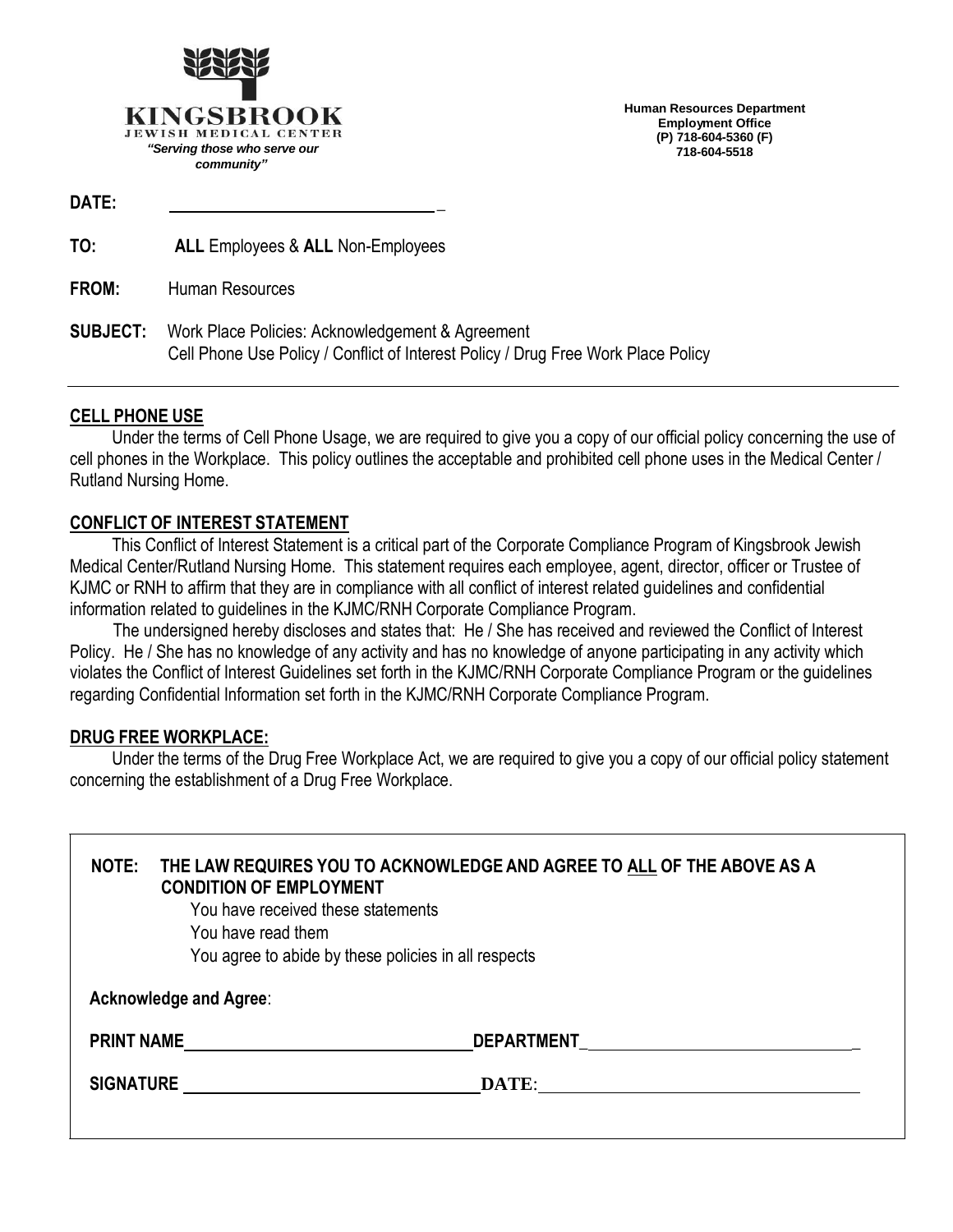**KINGSBROOK**
**JEWISH MEDICAL CENTER**
***"Serving those who serve our community"***

**Human Resources Department**
**Employment Office**
**(P) 718-604-5360 (F) 718-604-5518**

**DATE:** ________________________________

**TO:** **ALL** Employees & **ALL** Non-Employees

**FROM:** Human Resources

**SUBJECT:** Work Place Policies: Acknowledgement & Agreement
Cell Phone Use Policy / Conflict of Interest Policy / Drug Free Work Place Policy

---

## CELL PHONE USE

Under the terms of Cell Phone Usage, we are required to give you a copy of our official policy concerning the use of cell phones in the Workplace. This policy outlines the acceptable and prohibited cell phone uses in the Medical Center / Rutland Nursing Home.

## CONFLICT OF INTEREST STATEMENT

This Conflict of Interest Statement is a critical part of the Corporate Compliance Program of Kingsbrook Jewish Medical Center/Rutland Nursing Home. This statement requires each employee, agent, director, officer or Trustee of KJMC or RNH to affirm that they are in compliance with all conflict of interest related guidelines and confidential information related to guidelines in the KJMC/RNH Corporate Compliance Program.

The undersigned hereby discloses and states that: He / She has received and reviewed the Conflict of Interest Policy. He / She has no knowledge of any activity and has no knowledge of anyone participating in any activity which violates the Conflict of Interest Guidelines set forth in the KJMC/RNH Corporate Compliance Program or the guidelines regarding Confidential Information set forth in the KJMC/RNH Corporate Compliance Program.

## DRUG FREE WORKPLACE:

Under the terms of the Drug Free Workplace Act, we are required to give you a copy of our official policy statement concerning the establishment of a Drug Free Workplace.

**NOTE: THE LAW REQUIRES YOU TO ACKNOWLEDGE AND AGREE TO <u>ALL</u> OF THE ABOVE AS A CONDITION OF EMPLOYMENT**

You have received these statements
You have read them
You agree to abide by these policies in all respects

**Acknowledge and Agree**:

**PRINT NAME** ________________________________ **DEPARTMENT** ________________________________

**SIGNATURE** ________________________________ **DATE**: ________________________________